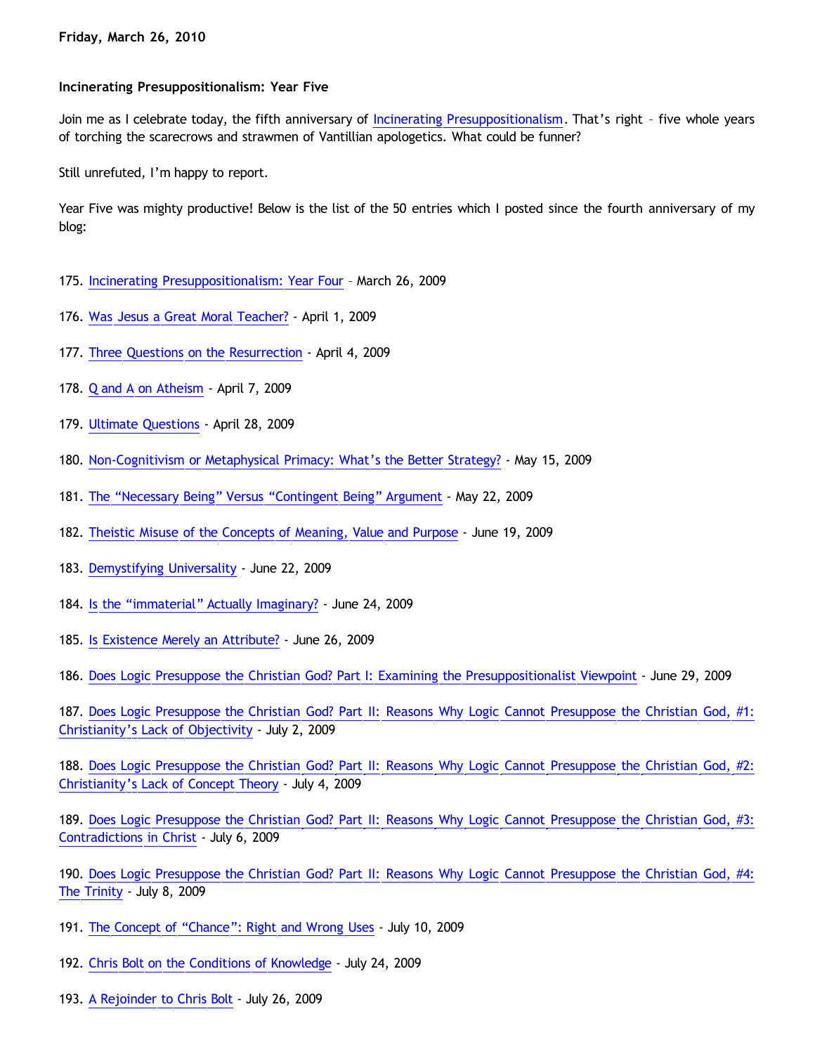**Friday, March 26, 2010**

**Incinerating Presuppositionalism: Year Five**

Join me as I celebrate today, the fifth anniversary of Incinerating Presuppositionalism. That's right – five whole years of torching the scarecrows and strawmen of Vantillian apologetics. What could be funner?

Still unrefuted, I'm happy to report.

Year Five was mighty productive! Below is the list of the 50 entries which I posted since the fourth anniversary of my blog:

175. Incinerating Presuppositionalism: Year Four – March 26, 2009

176. Was Jesus a Great Moral Teacher? - April 1, 2009

177. Three Questions on the Resurrection - April 4, 2009

178. Q and A on Atheism - April 7, 2009

179. Ultimate Questions - April 28, 2009

180. Non-Cognitivism or Metaphysical Primacy: What's the Better Strategy? - May 15, 2009

181. The "Necessary Being" Versus "Contingent Being" Argument - May 22, 2009

182. Theistic Misuse of the Concepts of Meaning, Value and Purpose - June 19, 2009

183. Demystifying Universality - June 22, 2009

184. Is the "immaterial" Actually Imaginary? - June 24, 2009

185. Is Existence Merely an Attribute? - June 26, 2009

186. Does Logic Presuppose the Christian God? Part I: Examining the Presuppositionalist Viewpoint - June 29, 2009

187. Does Logic Presuppose the Christian God? Part II: Reasons Why Logic Cannot Presuppose the Christian God, #1: Christianity's Lack of Objectivity - July 2, 2009

188. Does Logic Presuppose the Christian God? Part II: Reasons Why Logic Cannot Presuppose the Christian God, #2: Christianity's Lack of Concept Theory - July 4, 2009

189. Does Logic Presuppose the Christian God? Part II: Reasons Why Logic Cannot Presuppose the Christian God, #3: Contradictions in Christ - July 6, 2009

190. Does Logic Presuppose the Christian God? Part II: Reasons Why Logic Cannot Presuppose the Christian God, #4: The Trinity - July 8, 2009

191. The Concept of "Chance": Right and Wrong Uses - July 10, 2009

192. Chris Bolt on the Conditions of Knowledge - July 24, 2009

193. A Rejoinder to Chris Bolt - July 26, 2009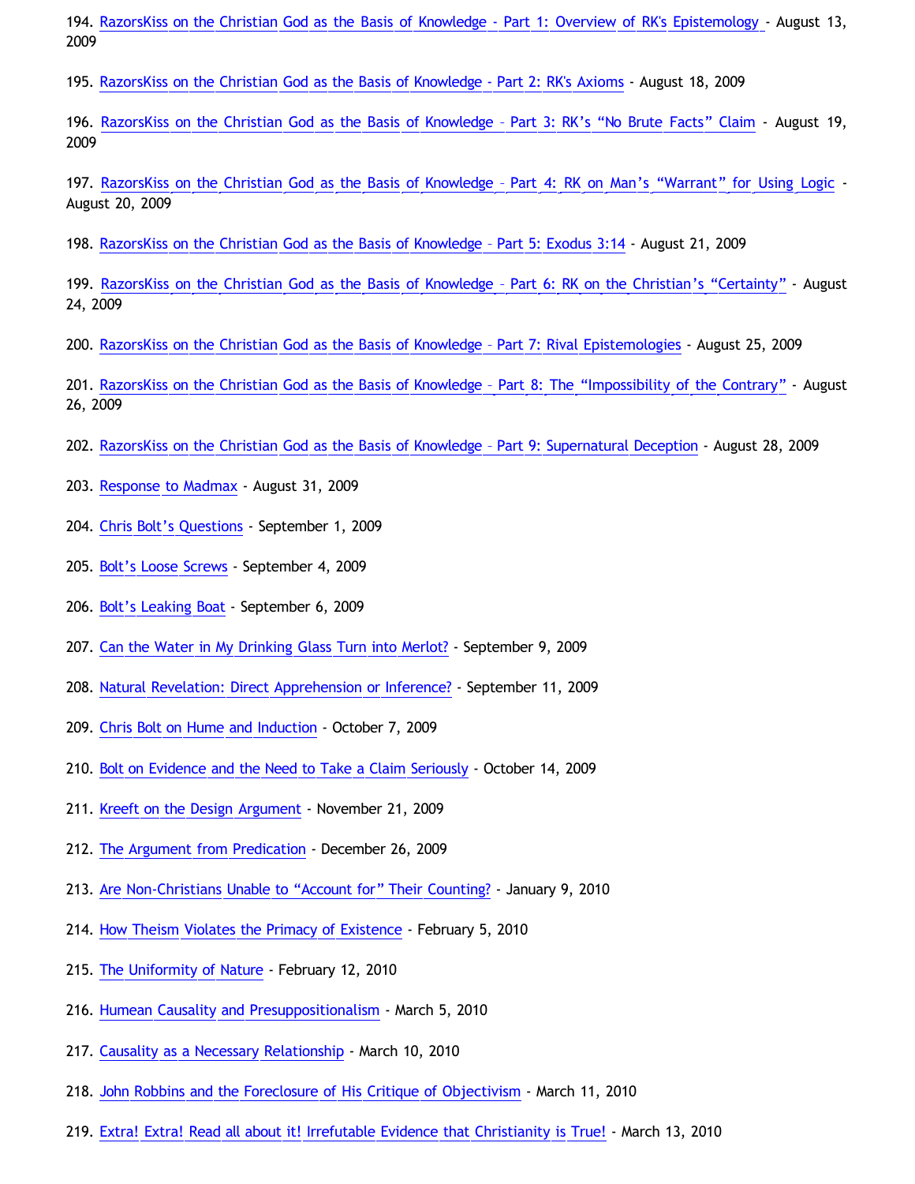194. RazorsKiss on the Christian God as the Basis of Knowledge - Part 1: Overview of RK's Epistemology - August 13, 2009

195. RazorsKiss on the Christian God as the Basis of Knowledge - Part 2: RK's Axioms - August 18, 2009

196. RazorsKiss on the Christian God as the Basis of Knowledge – Part 3: RK's "No Brute Facts" Claim - August 19, 2009

197. RazorsKiss on the Christian God as the Basis of Knowledge – Part 4: RK on Man's "Warrant" for Using Logic - August 20, 2009

198. RazorsKiss on the Christian God as the Basis of Knowledge – Part 5: Exodus 3:14 - August 21, 2009

199. RazorsKiss on the Christian God as the Basis of Knowledge – Part 6: RK on the Christian's "Certainty" - August 24, 2009

200. RazorsKiss on the Christian God as the Basis of Knowledge – Part 7: Rival Epistemologies - August 25, 2009

201. RazorsKiss on the Christian God as the Basis of Knowledge – Part 8: The "Impossibility of the Contrary" - August 26, 2009

202. RazorsKiss on the Christian God as the Basis of Knowledge – Part 9: Supernatural Deception - August 28, 2009

203. Response to Madmax - August 31, 2009

204. Chris Bolt's Questions - September 1, 2009

205. Bolt's Loose Screws - September 4, 2009

206. Bolt's Leaking Boat - September 6, 2009

207. Can the Water in My Drinking Glass Turn into Merlot? - September 9, 2009

208. Natural Revelation: Direct Apprehension or Inference? - September 11, 2009

209. Chris Bolt on Hume and Induction - October 7, 2009

210. Bolt on Evidence and the Need to Take a Claim Seriously - October 14, 2009

211. Kreeft on the Design Argument - November 21, 2009

212. The Argument from Predication - December 26, 2009

213. Are Non-Christians Unable to "Account for" Their Counting? - January 9, 2010

214. How Theism Violates the Primacy of Existence - February 5, 2010

215. The Uniformity of Nature - February 12, 2010

216. Humean Causality and Presuppositionalism - March 5, 2010

217. Causality as a Necessary Relationship - March 10, 2010

218. John Robbins and the Foreclosure of His Critique of Objectivism - March 11, 2010

219. Extra! Extra! Read all about it! Irrefutable Evidence that Christianity is True! - March 13, 2010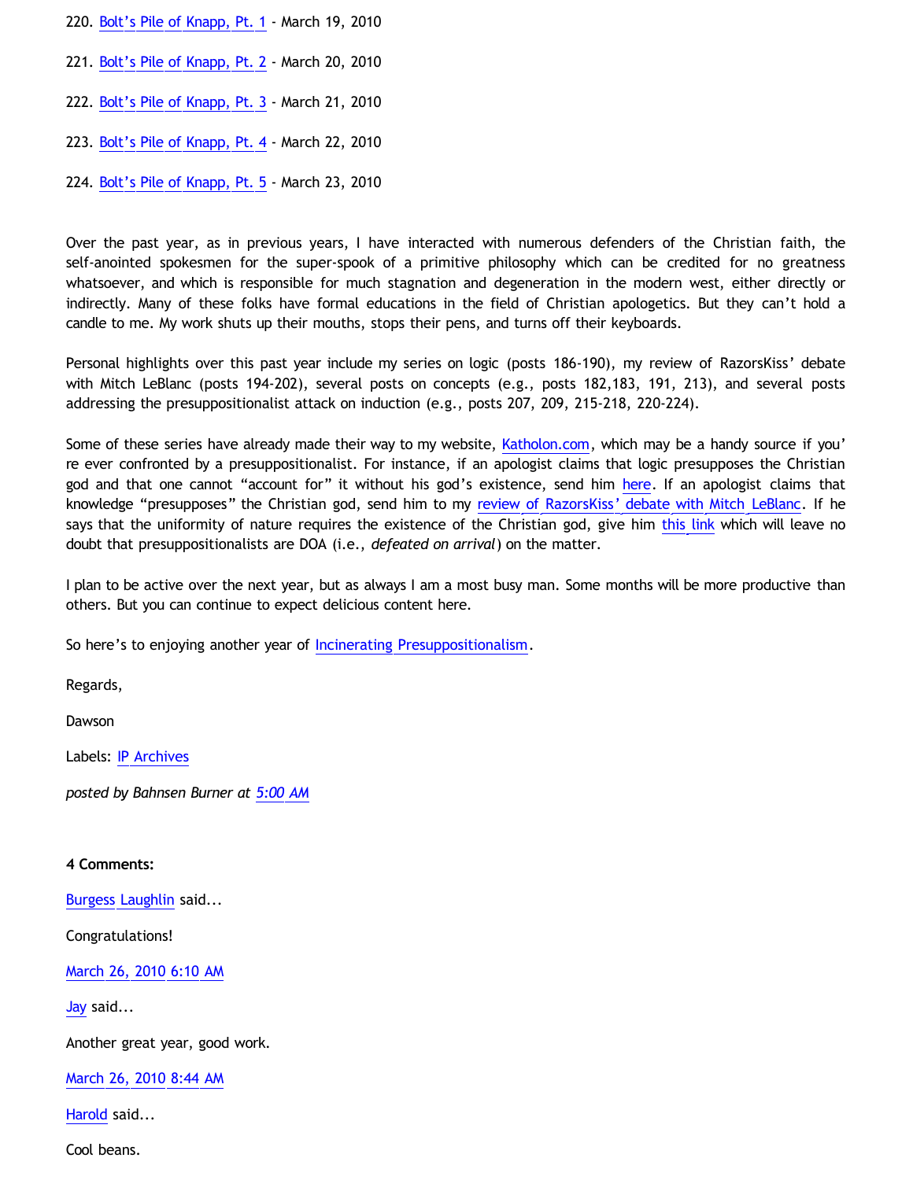220. Bolt's Pile of Knapp, Pt. 1 - March 19, 2010

221. Bolt's Pile of Knapp, Pt. 2 - March 20, 2010

222. Bolt's Pile of Knapp, Pt. 3 - March 21, 2010

223. Bolt's Pile of Knapp, Pt. 4 - March 22, 2010

224. Bolt's Pile of Knapp, Pt. 5 - March 23, 2010

Over the past year, as in previous years, I have interacted with numerous defenders of the Christian faith, the self-anointed spokesmen for the super-spook of a primitive philosophy which can be credited for no greatness whatsoever, and which is responsible for much stagnation and degeneration in the modern west, either directly or indirectly. Many of these folks have formal educations in the field of Christian apologetics. But they can't hold a candle to me. My work shuts up their mouths, stops their pens, and turns off their keyboards.

Personal highlights over this past year include my series on logic (posts 186-190), my review of RazorsKiss' debate with Mitch LeBlanc (posts 194-202), several posts on concepts (e.g., posts 182,183, 191, 213), and several posts addressing the presuppositionalist attack on induction (e.g., posts 207, 209, 215-218, 220-224).

Some of these series have already made their way to my website, Katholon.com, which may be a handy source if you're ever confronted by a presuppositionalist. For instance, if an apologist claims that logic presupposes the Christian god and that one cannot "account for" it without his god's existence, send him here. If an apologist claims that knowledge "presupposes" the Christian god, send him to my review of RazorsKiss' debate with Mitch LeBlanc. If he says that the uniformity of nature requires the existence of the Christian god, give him this link which will leave no doubt that presuppositionalists are DOA (i.e., *defeated on arrival*) on the matter.

I plan to be active over the next year, but as always I am a most busy man. Some months will be more productive than others. But you can continue to expect delicious content here.

So here's to enjoying another year of Incinerating Presuppositionalism.

Regards,

Dawson

Labels: IP Archives

*posted by Bahnsen Burner at 5:00 AM*

**4 Comments:**

Burgess Laughlin said...

Congratulations!

March 26, 2010 6:10 AM

Jay said...

Another great year, good work.

March 26, 2010 8:44 AM

Harold said...

Cool beans.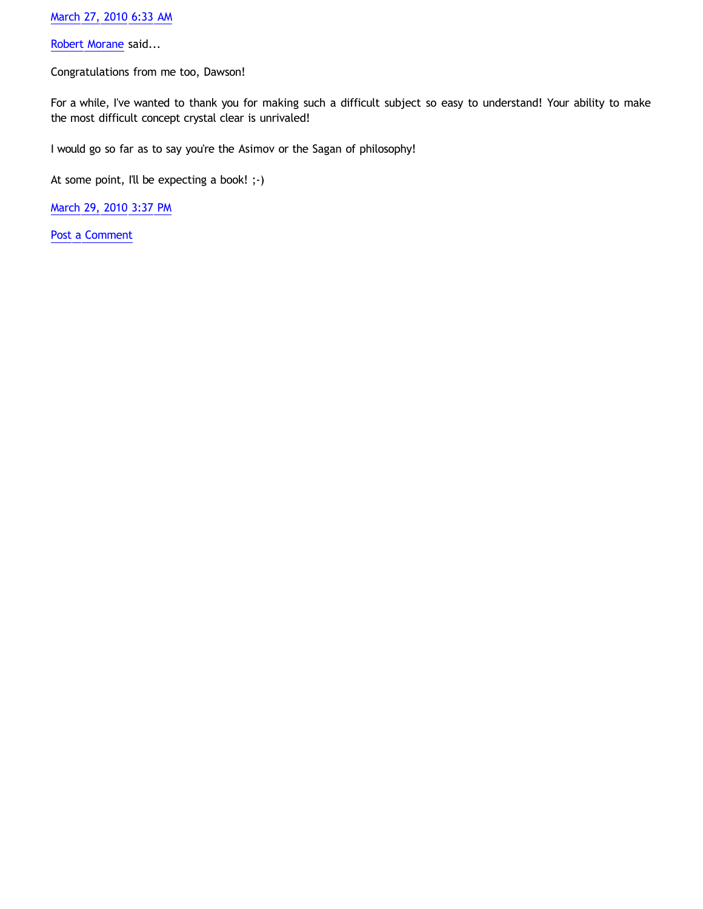March 27, 2010 6:33 AM

Robert Morane said...

Congratulations from me too, Dawson!

For a while, I've wanted to thank you for making such a difficult subject so easy to understand! Your ability to make the most difficult concept crystal clear is unrivaled!

I would go so far as to say you're the Asimov or the Sagan of philosophy!

At some point, I'll be expecting a book! ;-)

March 29, 2010 3:37 PM

Post a Comment